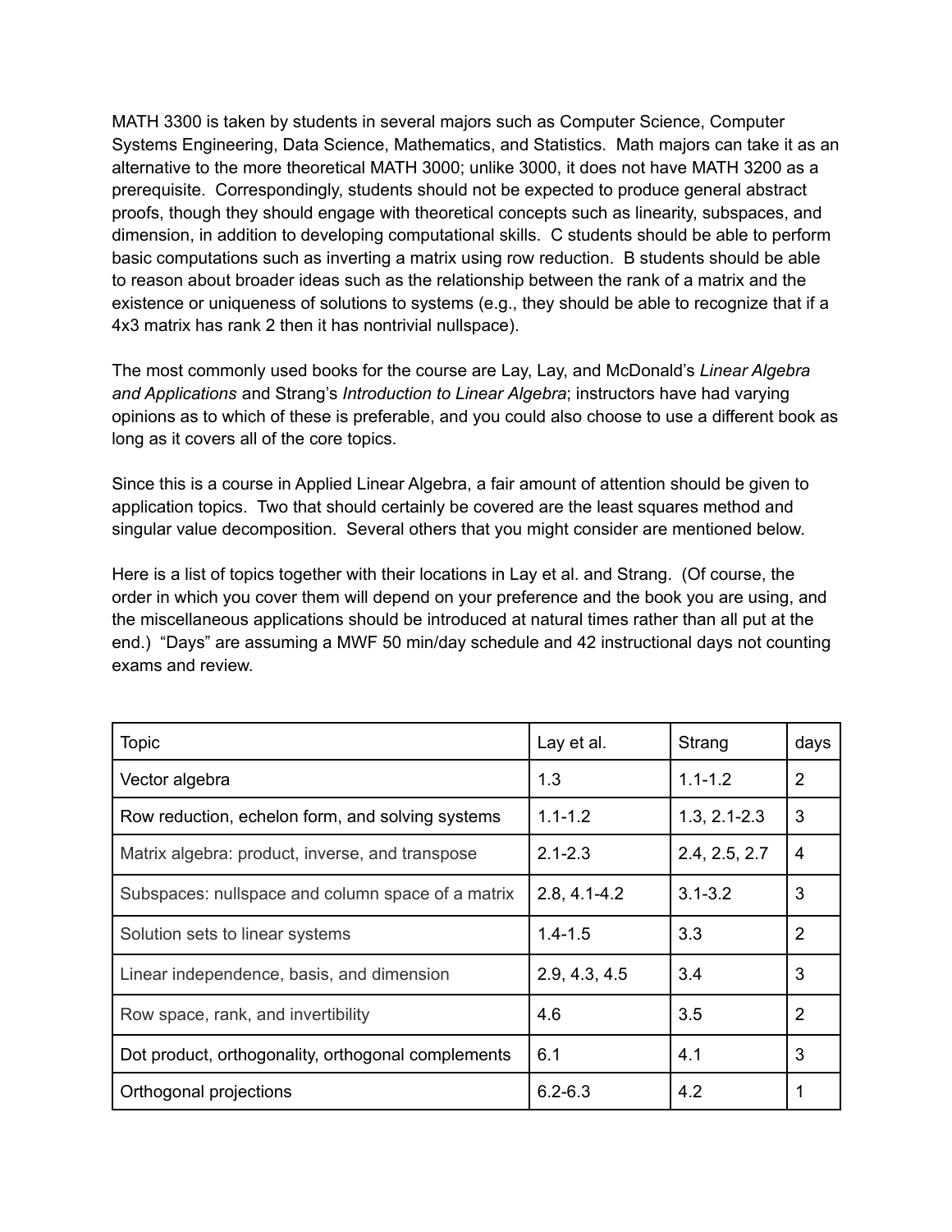MATH 3300 is taken by students in several majors such as Computer Science, Computer Systems Engineering, Data Science, Mathematics, and Statistics. Math majors can take it as an alternative to the more theoretical MATH 3000; unlike 3000, it does not have MATH 3200 as a prerequisite. Correspondingly, students should not be expected to produce general abstract proofs, though they should engage with theoretical concepts such as linearity, subspaces, and dimension, in addition to developing computational skills. C students should be able to perform basic computations such as inverting a matrix using row reduction. B students should be able to reason about broader ideas such as the relationship between the rank of a matrix and the existence or uniqueness of solutions to systems (e.g., they should be able to recognize that if a 4x3 matrix has rank 2 then it has nontrivial nullspace).

The most commonly used books for the course are Lay, Lay, and McDonald's *Linear Algebra and Applications* and Strang's *Introduction to Linear Algebra*; instructors have had varying opinions as to which of these is preferable, and you could also choose to use a different book as long as it covers all of the core topics.

Since this is a course in Applied Linear Algebra, a fair amount of attention should be given to application topics. Two that should certainly be covered are the least squares method and singular value decomposition. Several others that you might consider are mentioned below.

Here is a list of topics together with their locations in Lay et al. and Strang. (Of course, the order in which you cover them will depend on your preference and the book you are using, and the miscellaneous applications should be introduced at natural times rather than all put at the end.) "Days" are assuming a MWF 50 min/day schedule and 42 instructional days not counting exams and review.

| Topic | Lay et al. | Strang | days |
|---|---|---|---|
| Vector algebra | 1.3 | 1.1-1.2 | 2 |
| Row reduction, echelon form, and solving systems | 1.1-1.2 | 1.3, 2.1-2.3 | 3 |
| Matrix algebra: product, inverse, and transpose | 2.1-2.3 | 2.4, 2.5, 2.7 | 4 |
| Subspaces: nullspace and column space of a matrix | 2.8, 4.1-4.2 | 3.1-3.2 | 3 |
| Solution sets to linear systems | 1.4-1.5 | 3.3 | 2 |
| Linear independence, basis, and dimension | 2.9, 4.3, 4.5 | 3.4 | 3 |
| Row space, rank, and invertibility | 4.6 | 3.5 | 2 |
| Dot product, orthogonality, orthogonal complements | 6.1 | 4.1 | 3 |
| Orthogonal projections | 6.2-6.3 | 4.2 | 1 |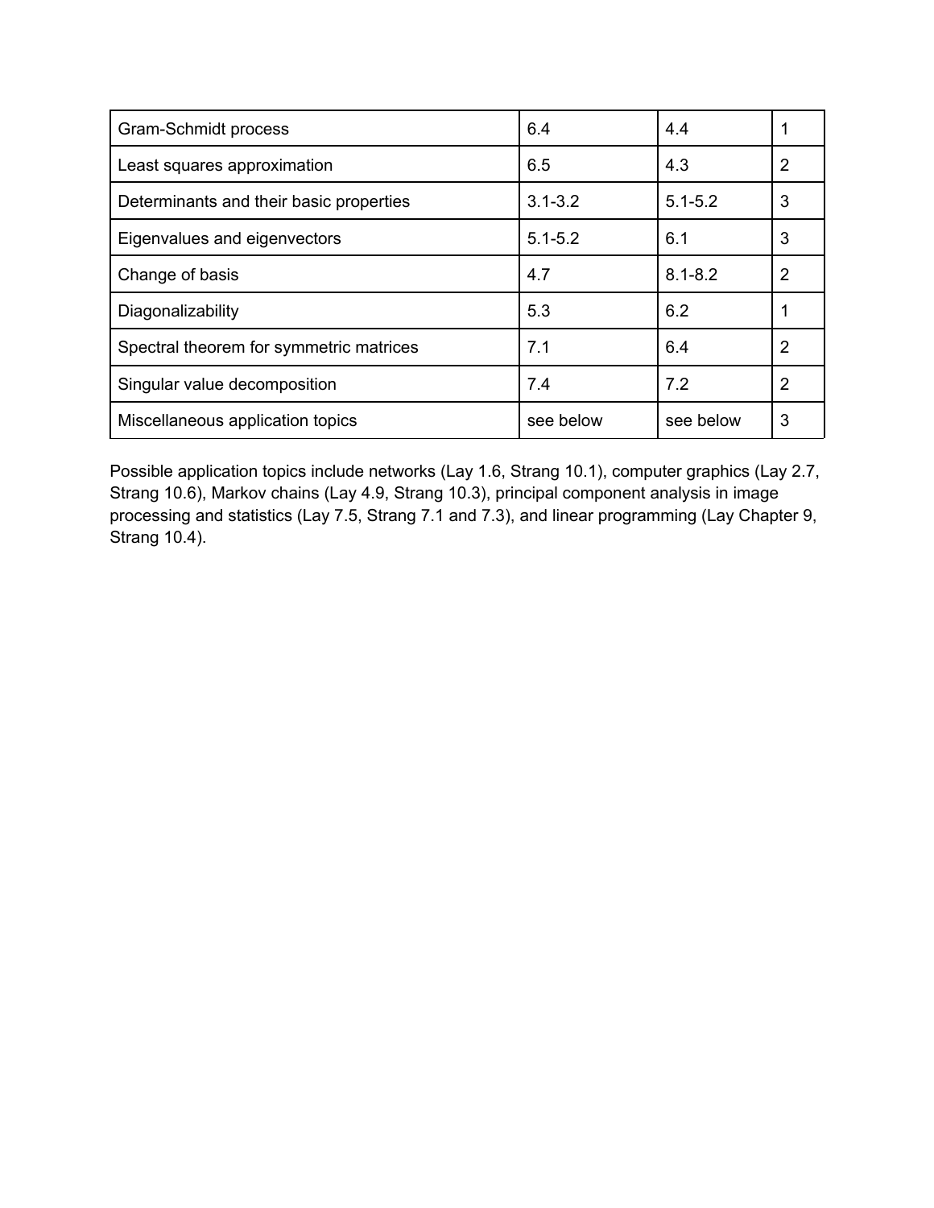| | | | |
|---|---|---|---|
| Gram-Schmidt process | 6.4 | 4.4 | 1 |
| Least squares approximation | 6.5 | 4.3 | 2 |
| Determinants and their basic properties | 3.1-3.2 | 5.1-5.2 | 3 |
| Eigenvalues and eigenvectors | 5.1-5.2 | 6.1 | 3 |
| Change of basis | 4.7 | 8.1-8.2 | 2 |
| Diagonalizability | 5.3 | 6.2 | 1 |
| Spectral theorem for symmetric matrices | 7.1 | 6.4 | 2 |
| Singular value decomposition | 7.4 | 7.2 | 2 |
| Miscellaneous application topics | see below | see below | 3 |

Possible application topics include networks (Lay 1.6, Strang 10.1), computer graphics (Lay 2.7, Strang 10.6), Markov chains (Lay 4.9, Strang 10.3), principal component analysis in image processing and statistics (Lay 7.5, Strang 7.1 and 7.3), and linear programming (Lay Chapter 9, Strang 10.4).